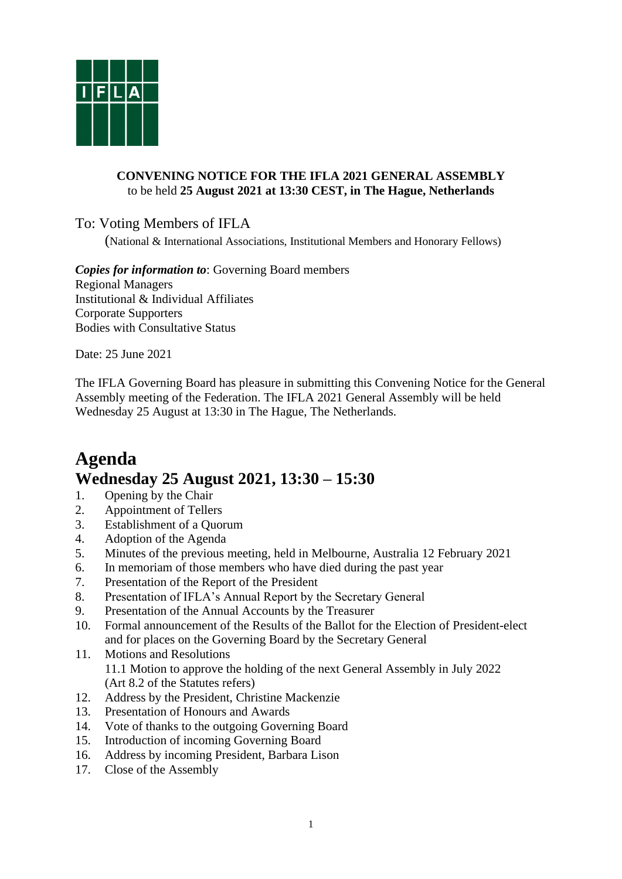**CONVENING NOTICE FOR THE IFLA 2021 GENERAL ASSEMBLY**
to be held **25 August 2021 at 13:30 CEST, in The Hague, Netherlands**

To: Voting Members of IFLA
(National & International Associations, Institutional Members and Honorary Fellows)

***Copies for information to***: Governing Board members
Regional Managers
Institutional & Individual Affiliates
Corporate Supporters
Bodies with Consultative Status

Date: 25 June 2021

The IFLA Governing Board has pleasure in submitting this Convening Notice for the General Assembly meeting of the Federation. The IFLA 2021 General Assembly will be held Wednesday 25 August at 13:30 in The Hague, The Netherlands.

# Agenda

## Wednesday 25 August 2021, 13:30 – 15:30

1. Opening by the Chair
2. Appointment of Tellers
3. Establishment of a Quorum
4. Adoption of the Agenda
5. Minutes of the previous meeting, held in Melbourne, Australia 12 February 2021
6. In memoriam of those members who have died during the past year
7. Presentation of the Report of the President
8. Presentation of IFLA's Annual Report by the Secretary General
9. Presentation of the Annual Accounts by the Treasurer
10. Formal announcement of the Results of the Ballot for the Election of President-elect and for places on the Governing Board by the Secretary General
11. Motions and Resolutions
    11.1 Motion to approve the holding of the next General Assembly in July 2022 (Art 8.2 of the Statutes refers)
12. Address by the President, Christine Mackenzie
13. Presentation of Honours and Awards
14. Vote of thanks to the outgoing Governing Board
15. Introduction of incoming Governing Board
16. Address by incoming President, Barbara Lison
17. Close of the Assembly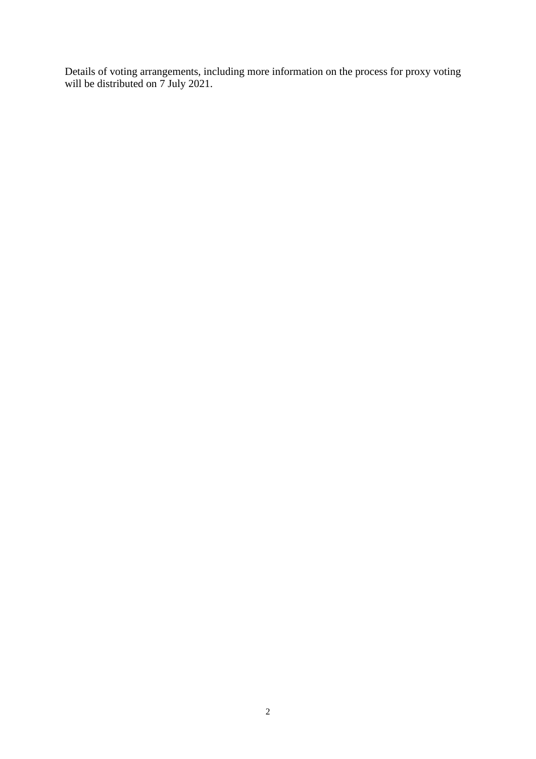Details of voting arrangements, including more information on the process for proxy voting will be distributed on 7 July 2021.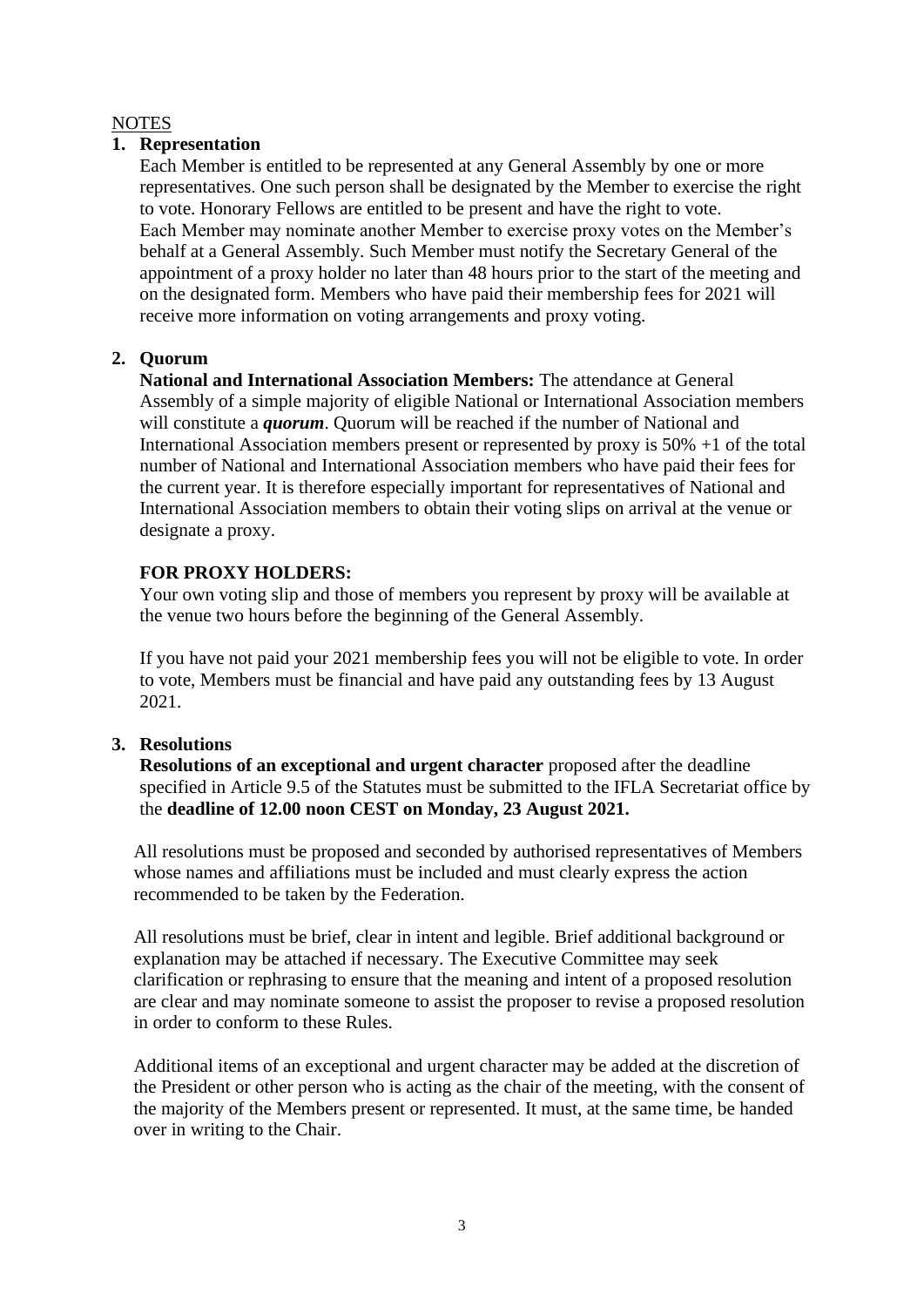NOTES

1. **Representation**

   Each Member is entitled to be represented at any General Assembly by one or more representatives. One such person shall be designated by the Member to exercise the right to vote. Honorary Fellows are entitled to be present and have the right to vote.
   Each Member may nominate another Member to exercise proxy votes on the Member's behalf at a General Assembly. Such Member must notify the Secretary General of the appointment of a proxy holder no later than 48 hours prior to the start of the meeting and on the designated form. Members who have paid their membership fees for 2021 will receive more information on voting arrangements and proxy voting.

2. **Quorum**

   **National and International Association Members:** The attendance at General Assembly of a simple majority of eligible National or International Association members will constitute a ***quorum***. Quorum will be reached if the number of National and International Association members present or represented by proxy is 50% +1 of the total number of National and International Association members who have paid their fees for the current year. It is therefore especially important for representatives of National and International Association members to obtain their voting slips on arrival at the venue or designate a proxy.

   **FOR PROXY HOLDERS:**

   Your own voting slip and those of members you represent by proxy will be available at the venue two hours before the beginning of the General Assembly.

   If you have not paid your 2021 membership fees you will not be eligible to vote. In order to vote, Members must be financial and have paid any outstanding fees by 13 August 2021.

3. **Resolutions**

   **Resolutions of an exceptional and urgent character** proposed after the deadline specified in Article 9.5 of the Statutes must be submitted to the IFLA Secretariat office by the **deadline of 12.00 noon CEST on Monday, 23 August 2021.**

   All resolutions must be proposed and seconded by authorised representatives of Members whose names and affiliations must be included and must clearly express the action recommended to be taken by the Federation.

   All resolutions must be brief, clear in intent and legible. Brief additional background or explanation may be attached if necessary. The Executive Committee may seek clarification or rephrasing to ensure that the meaning and intent of a proposed resolution are clear and may nominate someone to assist the proposer to revise a proposed resolution in order to conform to these Rules.

   Additional items of an exceptional and urgent character may be added at the discretion of the President or other person who is acting as the chair of the meeting, with the consent of the majority of the Members present or represented. It must, at the same time, be handed over in writing to the Chair.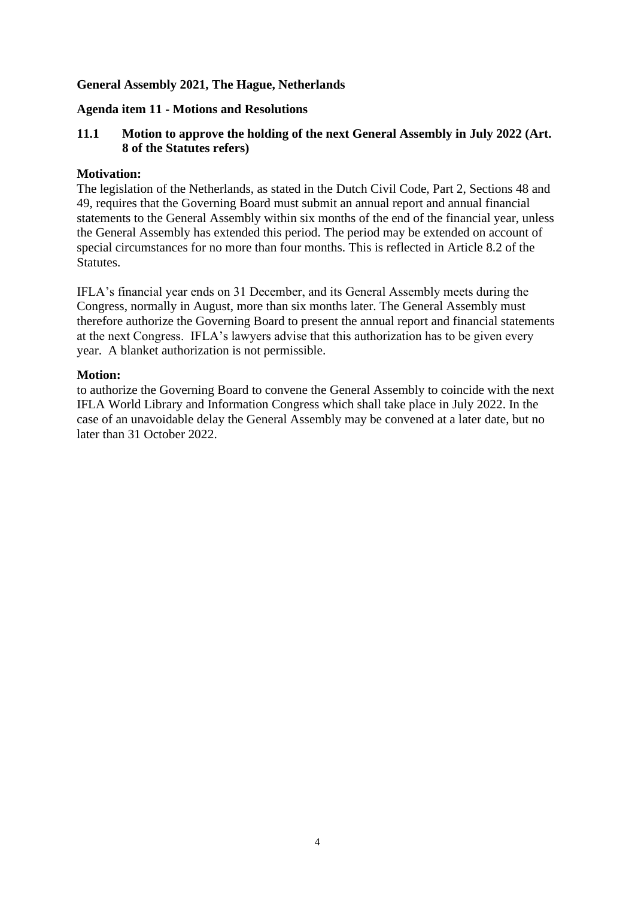**General Assembly 2021, The Hague, Netherlands**

**Agenda item 11 - Motions and Resolutions**

### 11.1 Motion to approve the holding of the next General Assembly in July 2022 (Art. 8 of the Statutes refers)

**Motivation:**
The legislation of the Netherlands, as stated in the Dutch Civil Code, Part 2, Sections 48 and 49, requires that the Governing Board must submit an annual report and annual financial statements to the General Assembly within six months of the end of the financial year, unless the General Assembly has extended this period. The period may be extended on account of special circumstances for no more than four months. This is reflected in Article 8.2 of the Statutes.

IFLA's financial year ends on 31 December, and its General Assembly meets during the Congress, normally in August, more than six months later. The General Assembly must therefore authorize the Governing Board to present the annual report and financial statements at the next Congress. IFLA's lawyers advise that this authorization has to be given every year. A blanket authorization is not permissible.

**Motion:**
to authorize the Governing Board to convene the General Assembly to coincide with the next IFLA World Library and Information Congress which shall take place in July 2022. In the case of an unavoidable delay the General Assembly may be convened at a later date, but no later than 31 October 2022.